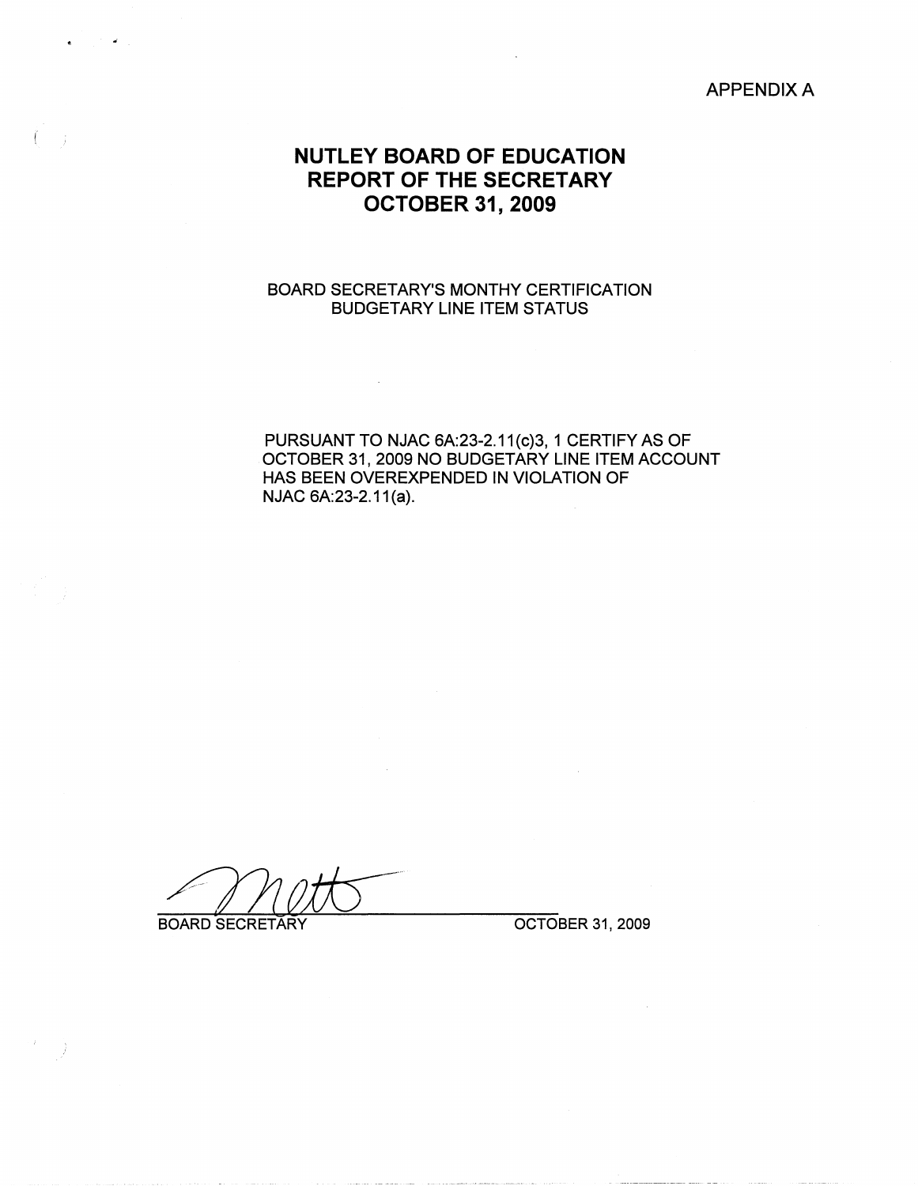APPENDIX A

# NUTLEY BOARD OF EDUCATION
# REPORT OF THE SECRETARY
# OCTOBER 31, 2009

BOARD SECRETARY'S MONTHY CERTIFICATION
BUDGETARY LINE ITEM STATUS

PURSUANT TO NJAC 6A:23-2.11(c)3, 1 CERTIFY AS OF OCTOBER 31, 2009 NO BUDGETARY LINE ITEM ACCOUNT HAS BEEN OVEREXPENDED IN VIOLATION OF NJAC 6A:23-2.11(a).

BOARD SECRETARY                                        OCTOBER 31, 2009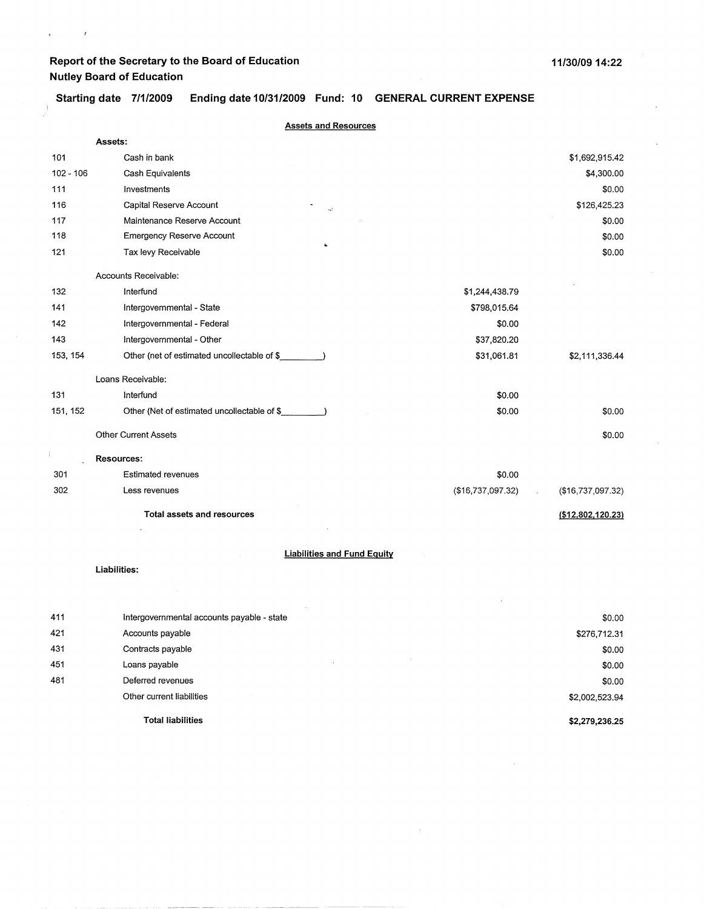**Report of the Secretary to the Board of Education**
**Nutley Board of Education**

11/30/09 14:22

**Starting date 7/1/2009 Ending date 10/31/2009 Fund: 10 GENERAL CURRENT EXPENSE**

## Assets and Resources

| | | | |
|---|---|---|---|
| | **Assets:** | | |
| 101 | Cash in bank | | $1,692,915.42 |
| 102 - 106 | Cash Equivalents | | $4,300.00 |
| 111 | Investments | | $0.00 |
| 116 | Capital Reserve Account | | $126,425.23 |
| 117 | Maintenance Reserve Account | | $0.00 |
| 118 | Emergency Reserve Account | | $0.00 |
| 121 | Tax levy Receivable | | $0.00 |
| | Accounts Receivable: | | |
| 132 | Interfund | $1,244,438.79 | |
| 141 | Intergovernmental - State | $798,015.64 | |
| 142 | Intergovernmental - Federal | $0.00 | |
| 143 | Intergovernmental - Other | $37,820.20 | |
| 153, 154 | Other (net of estimated uncollectable of $\_\_\_\_\_\_\_\_\_) | $31,061.81 | $2,111,336.44 |
| | Loans Receivable: | | |
| 131 | Interfund | $0.00 | |
| 151, 152 | Other (Net of estimated uncollectable of $\_\_\_\_\_\_\_\_\_) | $0.00 | $0.00 |
| | Other Current Assets | | $0.00 |
| | **Resources:** | | |
| 301 | Estimated revenues | $0.00 | |
| 302 | Less revenues | ($16,737,097.32) | ($16,737,097.32) |
| | **Total assets and resources** | | **($12,802,120.23)** |

## Liabilities and Fund Equity

| | | |
|---|---|---|
| | **Liabilities:** | |
| 411 | Intergovernmental accounts payable - state | $0.00 |
| 421 | Accounts payable | $276,712.31 |
| 431 | Contracts payable | $0.00 |
| 451 | Loans payable | $0.00 |
| 481 | Deferred revenues | $0.00 |
| | Other current liabilities | $2,002,523.94 |
| | **Total liabilities** | **$2,279,236.25** |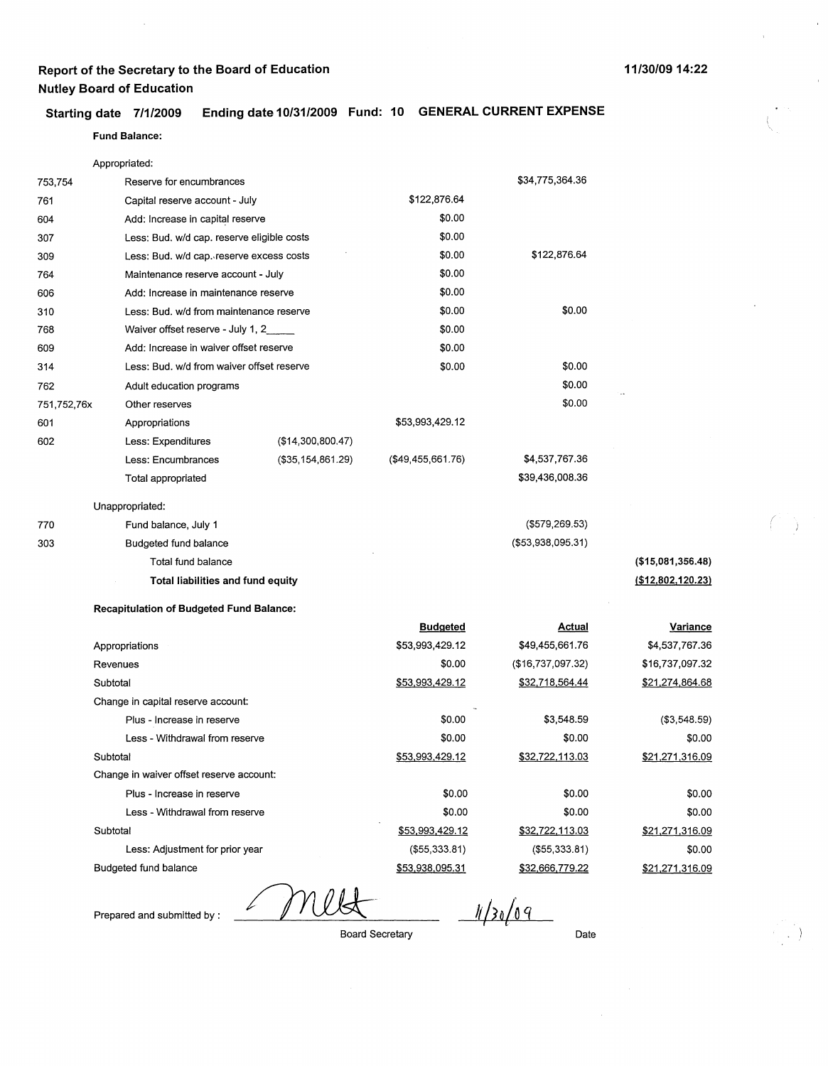**Report of the Secretary to the Board of Education**
**Nutley Board of Education**

11/30/09 14:22

**Starting date 7/1/2009 Ending date 10/31/2009 Fund: 10 GENERAL CURRENT EXPENSE**

**Fund Balance:**

| Code | Description | | | | |
|---|---|---|---|---|---|
| | Appropriated: | | | | |
| 753,754 | Reserve for encumbrances | | | $34,775,364.36 | |
| 761 | Capital reserve account - July | | $122,876.64 | | |
| 604 | Add: Increase in capital reserve | | $0.00 | | |
| 307 | Less: Bud. w/d cap. reserve eligible costs | | $0.00 | | |
| 309 | Less: Bud. w/d cap. reserve excess costs | | $0.00 | $122,876.64 | |
| 764 | Maintenance reserve account - July | | $0.00 | | |
| 606 | Add: Increase in maintenance reserve | | $0.00 | | |
| 310 | Less: Bud. w/d from maintenance reserve | | $0.00 | $0.00 | |
| 768 | Waiver offset reserve - July 1, 2_____ | | $0.00 | | |
| 609 | Add: Increase in waiver offset reserve | | $0.00 | | |
| 314 | Less: Bud. w/d from waiver offset reserve | | $0.00 | $0.00 | |
| 762 | Adult education programs | | | $0.00 | |
| 751,752,76x | Other reserves | | | $0.00 | |
| 601 | Appropriations | | $53,993,429.12 | | |
| 602 | Less: Expenditures | ($14,300,800.47) | | | |
| | Less: Encumbrances | ($35,154,861.29) | ($49,455,661.76) | $4,537,767.36 | |
| | Total appropriated | | | $39,436,008.36 | |
| | Unappropriated: | | | | |
| 770 | Fund balance, July 1 | | | ($579,269.53) | |
| 303 | Budgeted fund balance | | | ($53,938,095.31) | |
| | Total fund balance | | | | ($15,081,356.48) |
| | **Total liabilities and fund equity** | | | | ($12,802,120.23) |

**Recapitulation of Budgeted Fund Balance:**

| | Budgeted | Actual | Variance |
|---|---|---|---|
| Appropriations | $53,993,429.12 | $49,455,661.76 | $4,537,767.36 |
| Revenues | $0.00 | ($16,737,097.32) | $16,737,097.32 |
| Subtotal | $53,993,429.12 | $32,718,564.44 | $21,274,864.68 |
| Change in capital reserve account: | | | |
| Plus - Increase in reserve | $0.00 | $3,548.59 | ($3,548.59) |
| Less - Withdrawal from reserve | $0.00 | $0.00 | $0.00 |
| Subtotal | $53,993,429.12 | $32,722,113.03 | $21,271,316.09 |
| Change in waiver offset reserve account: | | | |
| Plus - Increase in reserve | $0.00 | $0.00 | $0.00 |
| Less - Withdrawal from reserve | $0.00 | $0.00 | $0.00 |
| Subtotal | $53,993,429.12 | $32,722,113.03 | $21,271,316.09 |
| Less: Adjustment for prior year | ($55,333.81) | ($55,333.81) | $0.00 |
| Budgeted fund balance | $53,938,095.31 | $32,666,779.22 | $21,271,316.09 |

Prepared and submitted by : Mell 11/30/09

Board Secretary — Date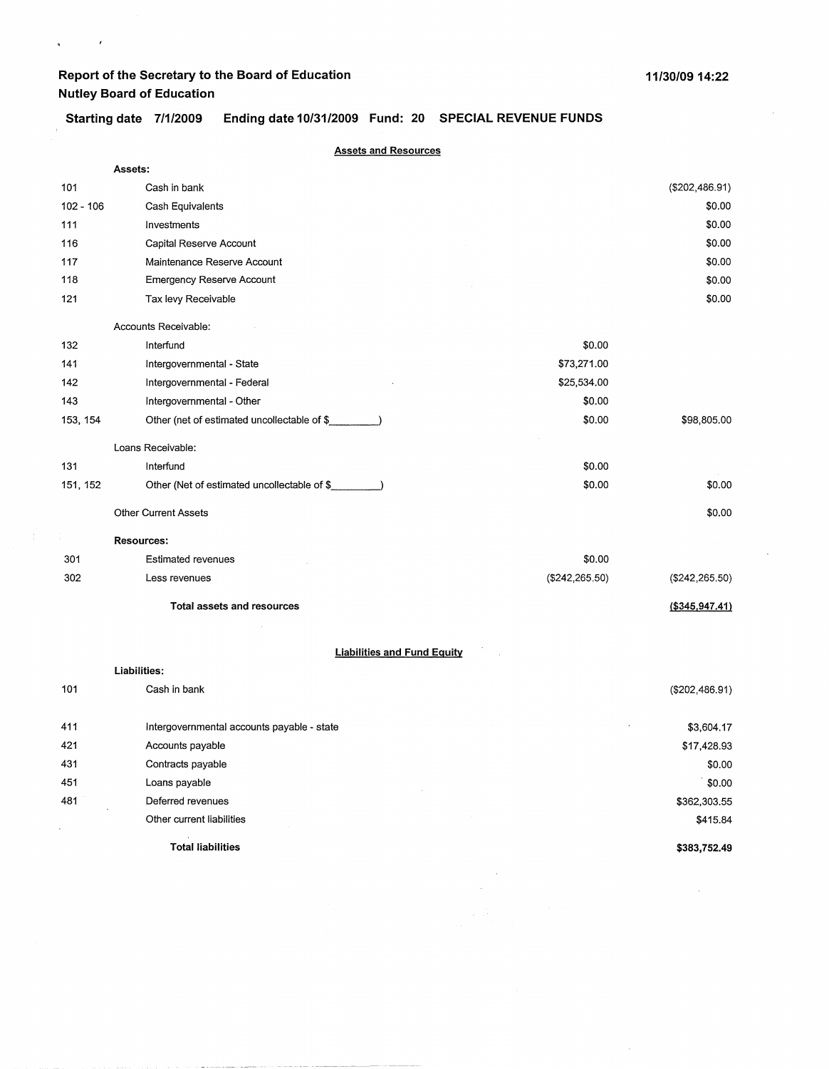**Report of the Secretary to the Board of Education**
**Nutley Board of Education**

11/30/09 14:22

**Starting date 7/1/2009 Ending date 10/31/2009 Fund: 20 SPECIAL REVENUE FUNDS**

## Assets and Resources

| | | | |
|---|---|---|---|
| | **Assets:** | | |
| 101 | Cash in bank | | ($202,486.91) |
| 102 - 106 | Cash Equivalents | | $0.00 |
| 111 | Investments | | $0.00 |
| 116 | Capital Reserve Account | | $0.00 |
| 117 | Maintenance Reserve Account | | $0.00 |
| 118 | Emergency Reserve Account | | $0.00 |
| 121 | Tax levy Receivable | | $0.00 |
| | Accounts Receivable: | | |
| 132 | Interfund | $0.00 | |
| 141 | Intergovernmental - State | $73,271.00 | |
| 142 | Intergovernmental - Federal | $25,534.00 | |
| 143 | Intergovernmental - Other | $0.00 | |
| 153, 154 | Other (net of estimated uncollectable of $________) | $0.00 | $98,805.00 |
| | Loans Receivable: | | |
| 131 | Interfund | $0.00 | |
| 151, 152 | Other (Net of estimated uncollectable of $________) | $0.00 | $0.00 |
| | Other Current Assets | | $0.00 |
| | **Resources:** | | |
| 301 | Estimated revenues | $0.00 | |
| 302 | Less revenues | ($242,265.50) | ($242,265.50) |
| | **Total assets and resources** | | **($345,947.41)** |

## Liabilities and Fund Equity

| | | |
|---|---|---|
| | **Liabilities:** | |
| 101 | Cash in bank | ($202,486.91) |
| 411 | Intergovernmental accounts payable - state | $3,604.17 |
| 421 | Accounts payable | $17,428.93 |
| 431 | Contracts payable | $0.00 |
| 451 | Loans payable | $0.00 |
| 481 | Deferred revenues | $362,303.55 |
| | Other current liabilities | $415.84 |
| | **Total liabilities** | **$383,752.49** |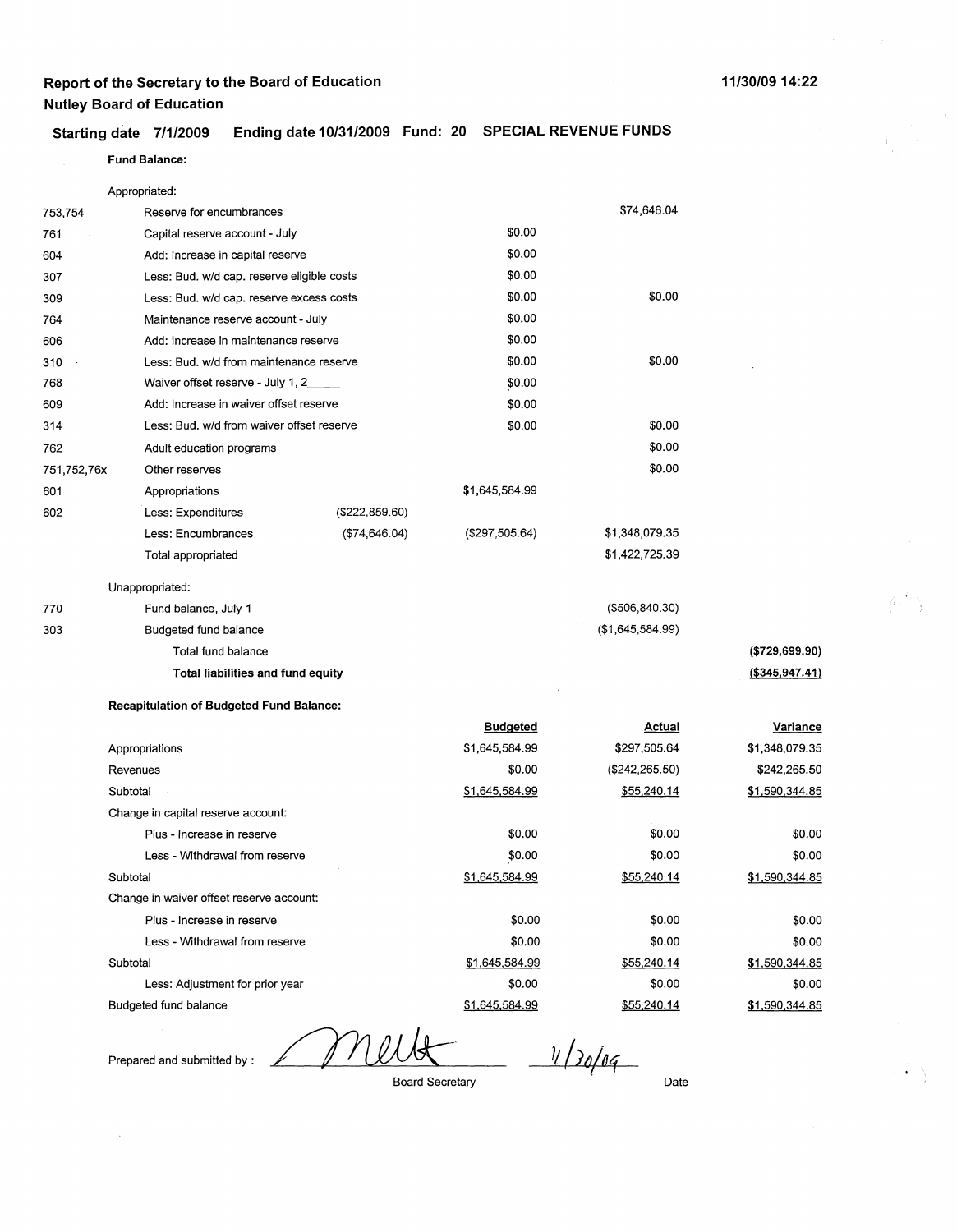**Report of the Secretary to the Board of Education**
**Nutley Board of Education**

11/30/09 14:22

**Starting date 7/1/2009 Ending date 10/31/2009 Fund: 20 SPECIAL REVENUE FUNDS**

**Fund Balance:**

| | | | | | |
|---|---|---|---|---|---|
| | Appropriated: | | | | |
| 753,754 | Reserve for encumbrances | | | $74,646.04 | |
| 761 | Capital reserve account - July | | $0.00 | | |
| 604 | Add: Increase in capital reserve | | $0.00 | | |
| 307 | Less: Bud. w/d cap. reserve eligible costs | | $0.00 | | |
| 309 | Less: Bud. w/d cap. reserve excess costs | | $0.00 | $0.00 | |
| 764 | Maintenance reserve account - July | | $0.00 | | |
| 606 | Add: Increase in maintenance reserve | | $0.00 | | |
| 310 | Less: Bud. w/d from maintenance reserve | | $0.00 | $0.00 | |
| 768 | Waiver offset reserve - July 1, 2____ | | $0.00 | | |
| 609 | Add: Increase in waiver offset reserve | | $0.00 | | |
| 314 | Less: Bud. w/d from waiver offset reserve | | $0.00 | $0.00 | |
| 762 | Adult education programs | | | $0.00 | |
| 751,752,76x | Other reserves | | | $0.00 | |
| 601 | Appropriations | | $1,645,584.99 | | |
| 602 | Less: Expenditures | ($222,859.60) | | | |
| | Less: Encumbrances | ($74,646.04) | ($297,505.64) | $1,348,079.35 | |
| | Total appropriated | | | $1,422,725.39 | |
| | Unappropriated: | | | | |
| 770 | Fund balance, July 1 | | | ($506,840.30) | |
| 303 | Budgeted fund balance | | | ($1,645,584.99) | |
| | Total fund balance | | | | ($729,699.90) |
| | **Total liabilities and fund equity** | | | | ($345,947.41) |

**Recapitulation of Budgeted Fund Balance:**

| | Budgeted | Actual | Variance |
|---|---|---|---|
| Appropriations | $1,645,584.99 | $297,505.64 | $1,348,079.35 |
| Revenues | $0.00 | ($242,265.50) | $242,265.50 |
| Subtotal | $1,645,584.99 | $55,240.14 | $1,590,344.85 |
| Change in capital reserve account: | | | |
| Plus - Increase in reserve | $0.00 | $0.00 | $0.00 |
| Less - Withdrawal from reserve | $0.00 | $0.00 | $0.00 |
| Subtotal | $1,645,584.99 | $55,240.14 | $1,590,344.85 |
| Change in waiver offset reserve account: | | | |
| Plus - Increase in reserve | $0.00 | $0.00 | $0.00 |
| Less - Withdrawal from reserve | $0.00 | $0.00 | $0.00 |
| Subtotal | $1,645,584.99 | $55,240.14 | $1,590,344.85 |
| Less: Adjustment for prior year | $0.00 | $0.00 | $0.00 |
| Budgeted fund balance | $1,645,584.99 | $55,240.14 | $1,590,344.85 |

Prepared and submitted by : _[signature]_ Board Secretary 11/30/09 Date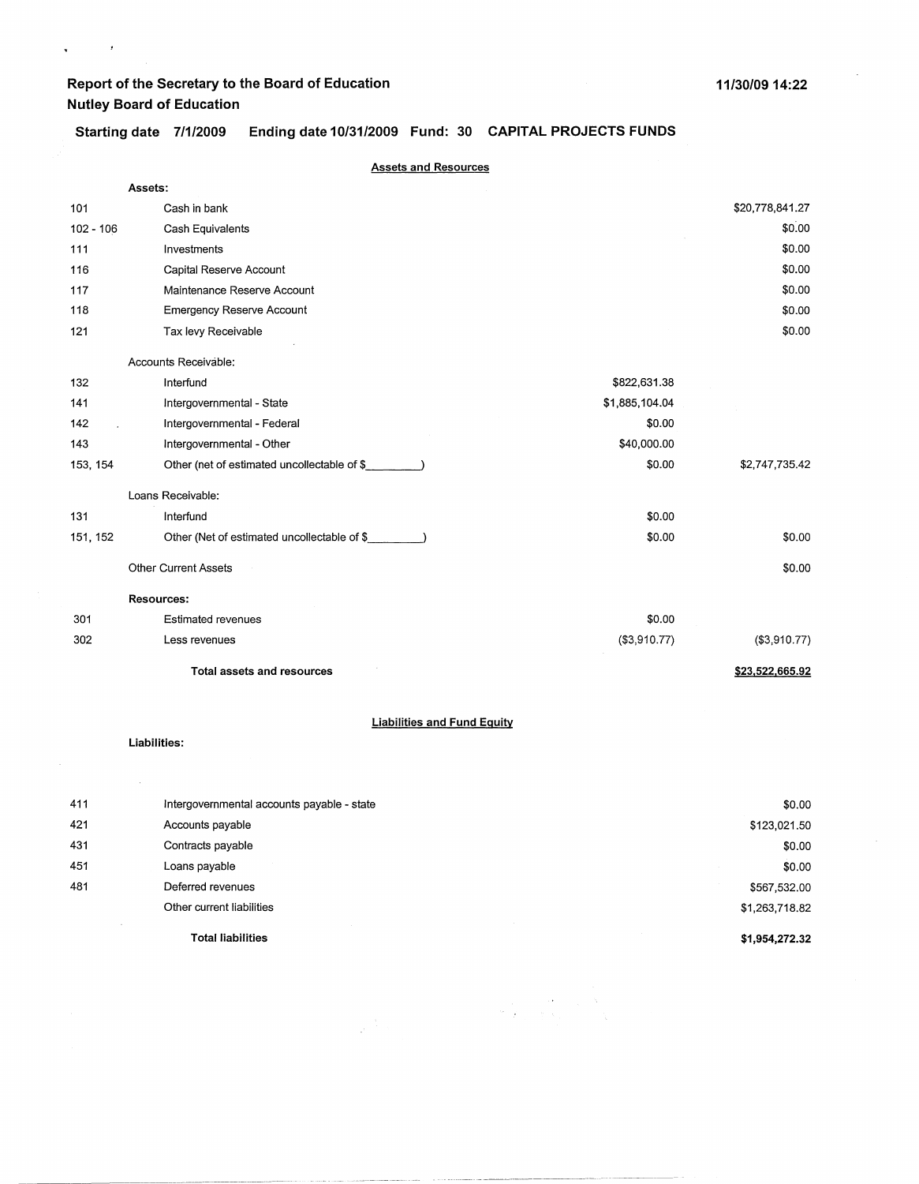# Report of the Secretary to the Board of Education

## Nutley Board of Education

11/30/09 14:22

**Starting date 7/1/2009 Ending date 10/31/2009 Fund: 30 CAPITAL PROJECTS FUNDS**

### Assets and Resources

| Code | Description | | Amount |
|---|---|---|---|
| | **Assets:** | | |
| 101 | Cash in bank | | $20,778,841.27 |
| 102 - 106 | Cash Equivalents | | $0.00 |
| 111 | Investments | | $0.00 |
| 116 | Capital Reserve Account | | $0.00 |
| 117 | Maintenance Reserve Account | | $0.00 |
| 118 | Emergency Reserve Account | | $0.00 |
| 121 | Tax levy Receivable | | $0.00 |
| | Accounts Receivable: | | |
| 132 | Interfund | $822,631.38 | |
| 141 | Intergovernmental - State | $1,885,104.04 | |
| 142 | Intergovernmental - Federal | $0.00 | |
| 143 | Intergovernmental - Other | $40,000.00 | |
| 153, 154 | Other (net of estimated uncollectable of $_________) | $0.00 | $2,747,735.42 |
| | Loans Receivable: | | |
| 131 | Interfund | $0.00 | |
| 151, 152 | Other (Net of estimated uncollectable of $_________) | $0.00 | $0.00 |
| | Other Current Assets | | $0.00 |
| | **Resources:** | | |
| 301 | Estimated revenues | $0.00 | |
| 302 | Less revenues | ($3,910.77) | ($3,910.77) |
| | **Total assets and resources** | | **$23,522,665.92** |

### Liabilities and Fund Equity

| Code | Description | Amount |
|---|---|---|
| | **Liabilities:** | |
| 411 | Intergovernmental accounts payable - state | $0.00 |
| 421 | Accounts payable | $123,021.50 |
| 431 | Contracts payable | $0.00 |
| 451 | Loans payable | $0.00 |
| 481 | Deferred revenues | $567,532.00 |
| | Other current liabilities | $1,263,718.82 |
| | **Total liabilities** | **$1,954,272.32** |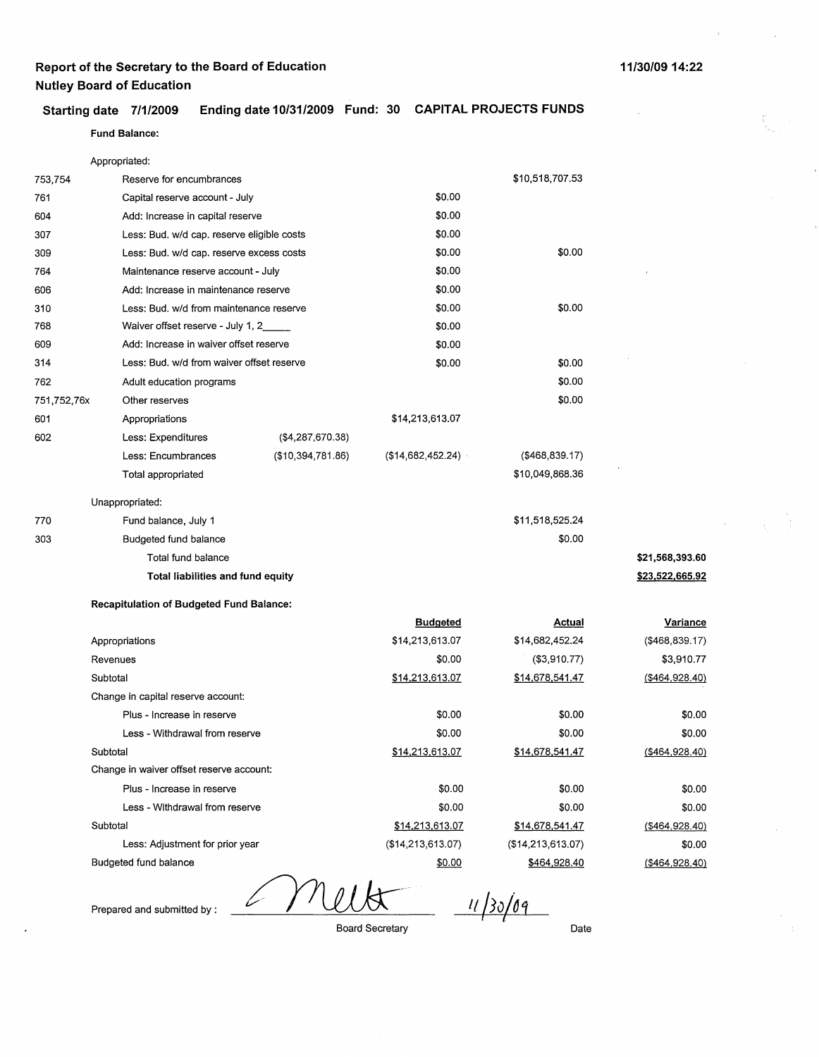# Report of the Secretary to the Board of Education
## Nutley Board of Education

11/30/09 14:22

**Starting date 7/1/2009 Ending date 10/31/2009 Fund: 30 CAPITAL PROJECTS FUNDS**

**Fund Balance:**

| Code | Description | | | | |
|---|---|---|---|---|---|
| | Appropriated: | | | | |
| 753,754 | Reserve for encumbrances | | | $10,518,707.53 | |
| 761 | Capital reserve account - July | | $0.00 | | |
| 604 | Add: Increase in capital reserve | | $0.00 | | |
| 307 | Less: Bud. w/d cap. reserve eligible costs | | $0.00 | | |
| 309 | Less: Bud. w/d cap. reserve excess costs | | $0.00 | $0.00 | |
| 764 | Maintenance reserve account - July | | $0.00 | | |
| 606 | Add: Increase in maintenance reserve | | $0.00 | | |
| 310 | Less: Bud. w/d from maintenance reserve | | $0.00 | $0.00 | |
| 768 | Waiver offset reserve - July 1, 2_____ | | $0.00 | | |
| 609 | Add: Increase in waiver offset reserve | | $0.00 | | |
| 314 | Less: Bud. w/d from waiver offset reserve | | $0.00 | $0.00 | |
| 762 | Adult education programs | | | $0.00 | |
| 751,752,76x | Other reserves | | | $0.00 | |
| 601 | Appropriations | | $14,213,613.07 | | |
| 602 | Less: Expenditures | ($4,287,670.38) | | | |
| | Less: Encumbrances | ($10,394,781.86) | ($14,682,452.24) | ($468,839.17) | |
| | Total appropriated | | | $10,049,868.36 | |
| | Unappropriated: | | | | |
| 770 | Fund balance, July 1 | | | $11,518,525.24 | |
| 303 | Budgeted fund balance | | | $0.00 | |
| | Total fund balance | | | | $21,568,393.60 |
| | **Total liabilities and fund equity** | | | | **$23,522,665.92** |

**Recapitulation of Budgeted Fund Balance:**

| | Budgeted | Actual | Variance |
|---|---|---|---|
| Appropriations | $14,213,613.07 | $14,682,452.24 | ($468,839.17) |
| Revenues | $0.00 | ($3,910.77) | $3,910.77 |
| Subtotal | $14,213,613.07 | $14,678,541.47 | ($464,928.40) |
| Change in capital reserve account: | | | |
| Plus - Increase in reserve | $0.00 | $0.00 | $0.00 |
| Less - Withdrawal from reserve | $0.00 | $0.00 | $0.00 |
| Subtotal | $14,213,613.07 | $14,678,541.47 | ($464,928.40) |
| Change in waiver offset reserve account: | | | |
| Plus - Increase in reserve | $0.00 | $0.00 | $0.00 |
| Less - Withdrawal from reserve | $0.00 | $0.00 | $0.00 |
| Subtotal | $14,213,613.07 | $14,678,541.47 | ($464,928.40) |
| Less: Adjustment for prior year | ($14,213,613.07) | ($14,213,613.07) | $0.00 |
| Budgeted fund balance | $0.00 | $464,928.40 | ($464,928.40) |

Prepared and submitted by : Melk 11/30/09

Board Secretary Date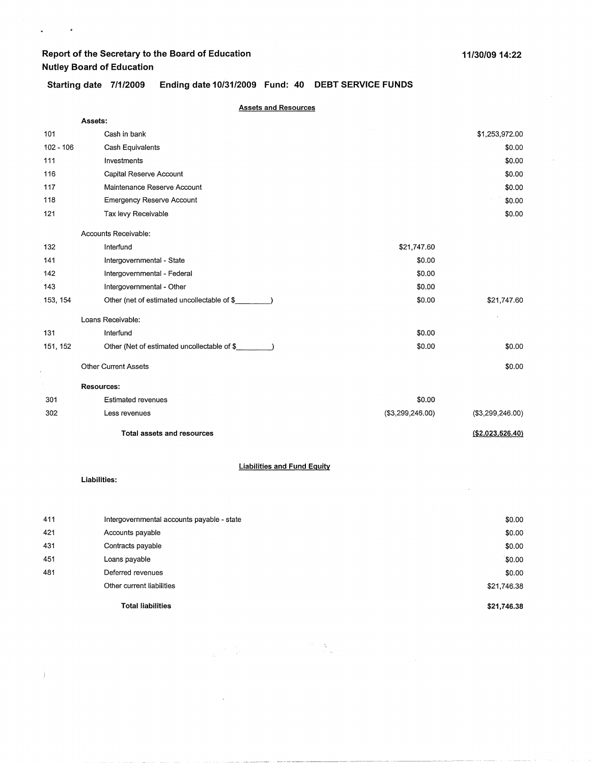**Report of the Secretary to the Board of Education**
**Nutley Board of Education**

**11/30/09 14:22**

**Starting date 7/1/2009 Ending date 10/31/2009 Fund: 40 DEBT SERVICE FUNDS**

## Assets and Resources

| | | | |
|---|---|---|---|
| | **Assets:** | | |
| 101 | Cash in bank | | $1,253,972.00 |
| 102 - 106 | Cash Equivalents | | $0.00 |
| 111 | Investments | | $0.00 |
| 116 | Capital Reserve Account | | $0.00 |
| 117 | Maintenance Reserve Account | | $0.00 |
| 118 | Emergency Reserve Account | | $0.00 |
| 121 | Tax levy Receivable | | $0.00 |
| | Accounts Receivable: | | |
| 132 | Interfund | $21,747.60 | |
| 141 | Intergovernmental - State | $0.00 | |
| 142 | Intergovernmental - Federal | $0.00 | |
| 143 | Intergovernmental - Other | $0.00 | |
| 153, 154 | Other (net of estimated uncollectable of $________) | $0.00 | $21,747.60 |
| | Loans Receivable: | | |
| 131 | Interfund | $0.00 | |
| 151, 152 | Other (Net of estimated uncollectable of $________) | $0.00 | $0.00 |
| | Other Current Assets | | $0.00 |
| | **Resources:** | | |
| 301 | Estimated revenues | $0.00 | |
| 302 | Less revenues | ($3,299,246.00) | ($3,299,246.00) |
| | **Total assets and resources** | | **($2,023,526.40)** |

## Liabilities and Fund Equity

| | | |
|---|---|---|
| | **Liabilities:** | |
| 411 | Intergovernmental accounts payable - state | $0.00 |
| 421 | Accounts payable | $0.00 |
| 431 | Contracts payable | $0.00 |
| 451 | Loans payable | $0.00 |
| 481 | Deferred revenues | $0.00 |
| | Other current liabilities | $21,746.38 |
| | **Total liabilities** | **$21,746.38** |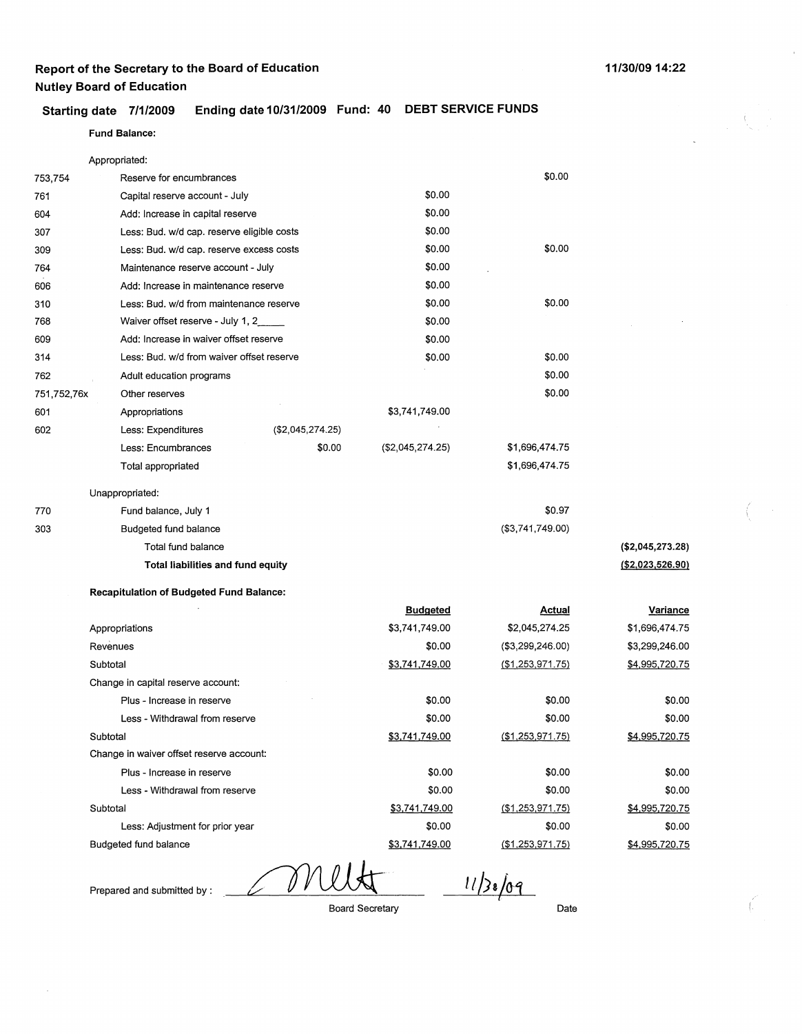**Report of the Secretary to the Board of Education**
**Nutley Board of Education**

11/30/09 14:22

**Starting date 7/1/2009 Ending date 10/31/2009 Fund: 40 DEBT SERVICE FUNDS**

**Fund Balance:**

| | | | | | |
|---|---|---|---|---|---|
| | Appropriated: | | | | |
| 753,754 | Reserve for encumbrances | | | $0.00 | |
| 761 | Capital reserve account - July | | $0.00 | | |
| 604 | Add: Increase in capital reserve | | $0.00 | | |
| 307 | Less: Bud. w/d cap. reserve eligible costs | | $0.00 | | |
| 309 | Less: Bud. w/d cap. reserve excess costs | | $0.00 | $0.00 | |
| 764 | Maintenance reserve account - July | | $0.00 | | |
| 606 | Add: Increase in maintenance reserve | | $0.00 | | |
| 310 | Less: Bud. w/d from maintenance reserve | | $0.00 | $0.00 | |
| 768 | Waiver offset reserve - July 1, 2_____ | | $0.00 | | |
| 609 | Add: Increase in waiver offset reserve | | $0.00 | | |
| 314 | Less: Bud. w/d from waiver offset reserve | | $0.00 | $0.00 | |
| 762 | Adult education programs | | | $0.00 | |
| 751,752,76x | Other reserves | | | $0.00 | |
| 601 | Appropriations | | $3,741,749.00 | | |
| 602 | Less: Expenditures | ($2,045,274.25) | | | |
| | Less: Encumbrances | $0.00 | ($2,045,274.25) | $1,696,474.75 | |
| | Total appropriated | | | $1,696,474.75 | |
| | Unappropriated: | | | | |
| 770 | Fund balance, July 1 | | | $0.97 | |
| 303 | Budgeted fund balance | | | ($3,741,749.00) | |
| | Total fund balance | | | | **($2,045,273.28)** |
| | **Total liabilities and fund equity** | | | | **($2,023,526.90)** |

**Recapitulation of Budgeted Fund Balance:**

| | Budgeted | Actual | Variance |
|---|---|---|---|
| Appropriations | $3,741,749.00 | $2,045,274.25 | $1,696,474.75 |
| Revenues | $0.00 | ($3,299,246.00) | $3,299,246.00 |
| Subtotal | $3,741,749.00 | ($1,253,971.75) | $4,995,720.75 |
| Change in capital reserve account: | | | |
| Plus - Increase in reserve | $0.00 | $0.00 | $0.00 |
| Less - Withdrawal from reserve | $0.00 | $0.00 | $0.00 |
| Subtotal | $3,741,749.00 | ($1,253,971.75) | $4,995,720.75 |
| Change in waiver offset reserve account: | | | |
| Plus - Increase in reserve | $0.00 | $0.00 | $0.00 |
| Less - Withdrawal from reserve | $0.00 | $0.00 | $0.00 |
| Subtotal | $3,741,749.00 | ($1,253,971.75) | $4,995,720.75 |
| Less: Adjustment for prior year | $0.00 | $0.00 | $0.00 |
| Budgeted fund balance | $3,741,749.00 | ($1,253,971.75) | $4,995,720.75 |

Prepared and submitted by : _____________ 11/30/09

Board Secretary Date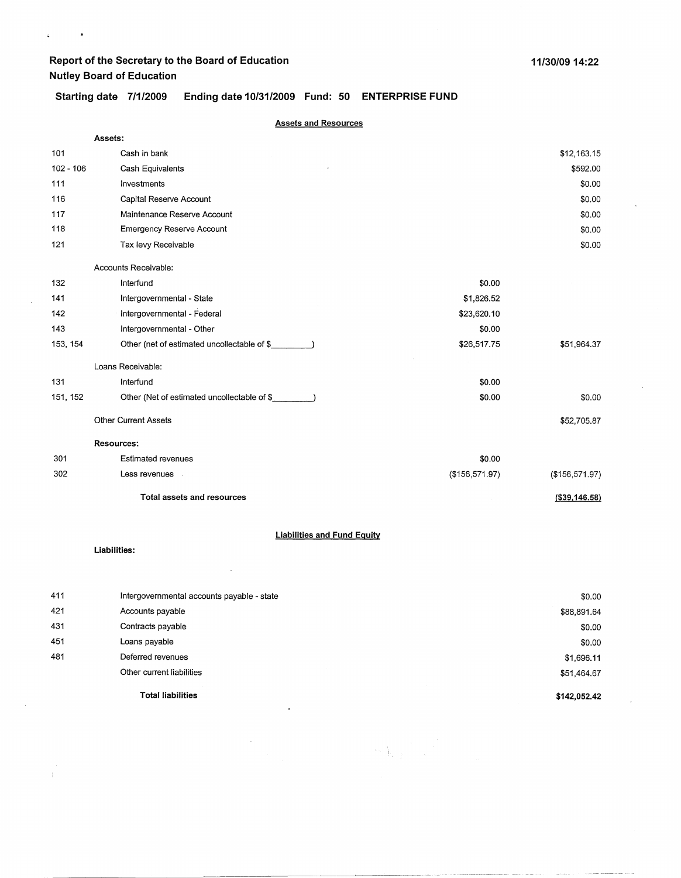**Report of the Secretary to the Board of Education**
**Nutley Board of Education**

**11/30/09 14:22**

**Starting date 7/1/2009 Ending date 10/31/2009 Fund: 50 ENTERPRISE FUND**

**Assets and Resources**

| | | | |
|---|---|---|---|
| | **Assets:** | | |
| 101 | Cash in bank | | $12,163.15 |
| 102 - 106 | Cash Equivalents | | $592.00 |
| 111 | Investments | | $0.00 |
| 116 | Capital Reserve Account | | $0.00 |
| 117 | Maintenance Reserve Account | | $0.00 |
| 118 | Emergency Reserve Account | | $0.00 |
| 121 | Tax levy Receivable | | $0.00 |
| | Accounts Receivable: | | |
| 132 | Interfund | $0.00 | |
| 141 | Intergovernmental - State | $1,826.52 | |
| 142 | Intergovernmental - Federal | $23,620.10 | |
| 143 | Intergovernmental - Other | $0.00 | |
| 153, 154 | Other (net of estimated uncollectable of $________) | $26,517.75 | $51,964.37 |
| | Loans Receivable: | | |
| 131 | Interfund | $0.00 | |
| 151, 152 | Other (Net of estimated uncollectable of $________) | $0.00 | $0.00 |
| | Other Current Assets | | $52,705.87 |
| | **Resources:** | | |
| 301 | Estimated revenues | $0.00 | |
| 302 | Less revenues | ($156,571.97) | ($156,571.97) |
| | **Total assets and resources** | | **($39,146.58)** |

**Liabilities and Fund Equity**

**Liabilities:**

| | | |
|---|---|---|
| 411 | Intergovernmental accounts payable - state | $0.00 |
| 421 | Accounts payable | $88,891.64 |
| 431 | Contracts payable | $0.00 |
| 451 | Loans payable | $0.00 |
| 481 | Deferred revenues | $1,696.11 |
| | Other current liabilities | $51,464.67 |
| | **Total liabilities** | **$142,052.42** |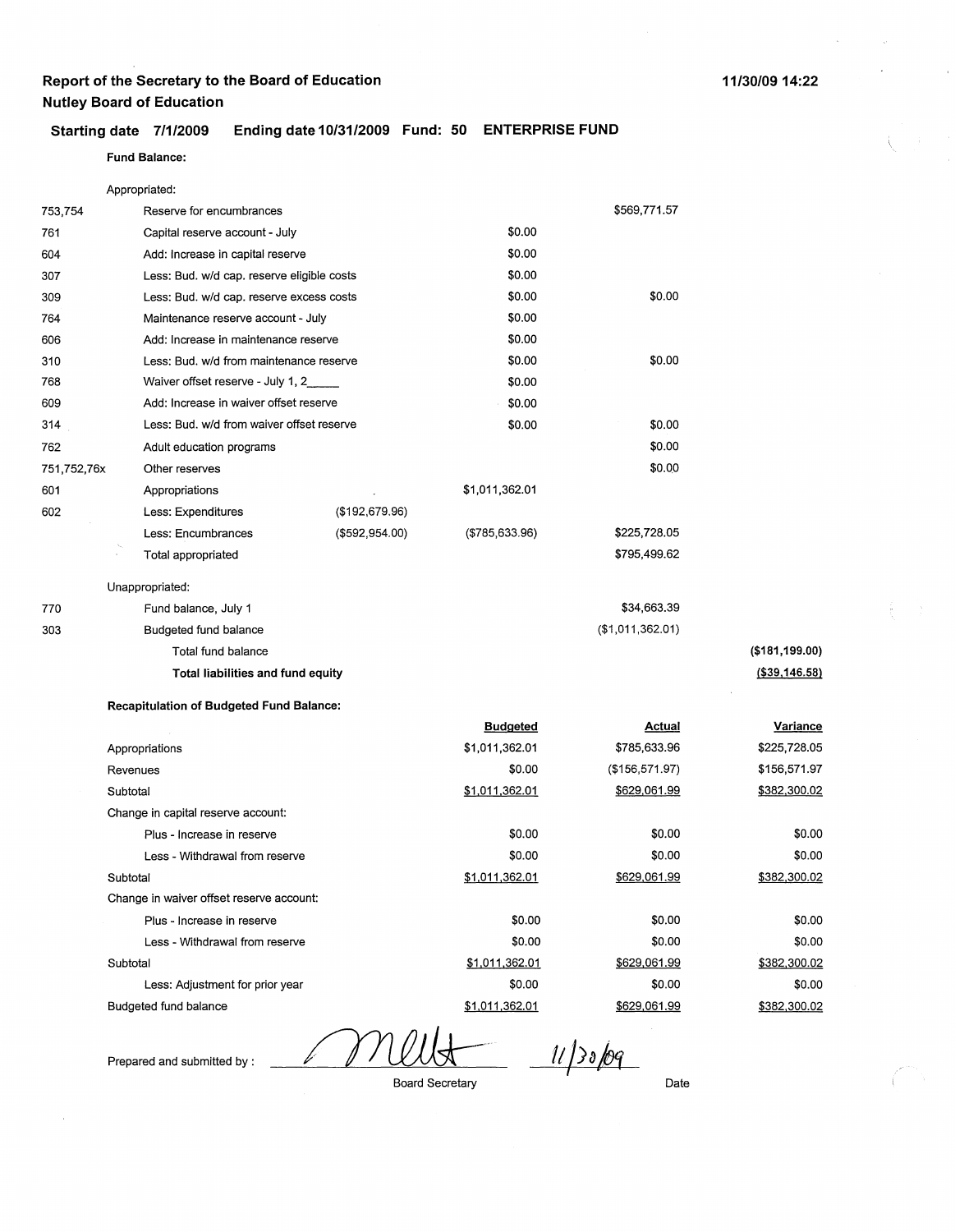**Report of the Secretary to the Board of Education**
**Nutley Board of Education**

11/30/09 14:22

**Starting date 7/1/2009 Ending date 10/31/2009 Fund: 50 ENTERPRISE FUND**

**Fund Balance:**

| Code | Description | | | | |
|---|---|---|---|---|---|
| | Appropriated: | | | | |
| 753,754 | Reserve for encumbrances | | | $569,771.57 | |
| 761 | Capital reserve account - July | | $0.00 | | |
| 604 | Add: Increase in capital reserve | | $0.00 | | |
| 307 | Less: Bud. w/d cap. reserve eligible costs | | $0.00 | | |
| 309 | Less: Bud. w/d cap. reserve excess costs | | $0.00 | $0.00 | |
| 764 | Maintenance reserve account - July | | $0.00 | | |
| 606 | Add: Increase in maintenance reserve | | $0.00 | | |
| 310 | Less: Bud. w/d from maintenance reserve | | $0.00 | $0.00 | |
| 768 | Waiver offset reserve - July 1, 2_____ | | $0.00 | | |
| 609 | Add: Increase in waiver offset reserve | | $0.00 | | |
| 314 | Less: Bud. w/d from waiver offset reserve | | $0.00 | $0.00 | |
| 762 | Adult education programs | | | $0.00 | |
| 751,752,76x | Other reserves | | | $0.00 | |
| 601 | Appropriations | | $1,011,362.01 | | |
| 602 | Less: Expenditures | ($192,679.96) | | | |
| | Less: Encumbrances | ($592,954.00) | ($785,633.96) | $225,728.05 | |
| | Total appropriated | | | $795,499.62 | |
| | Unappropriated: | | | | |
| 770 | Fund balance, July 1 | | | $34,663.39 | |
| 303 | Budgeted fund balance | | | ($1,011,362.01) | |
| | Total fund balance | | | | ($181,199.00) |
| | **Total liabilities and fund equity** | | | | ($39,146.58) |

**Recapitulation of Budgeted Fund Balance:**

| | Budgeted | Actual | Variance |
|---|---|---|---|
| Appropriations | $1,011,362.01 | $785,633.96 | $225,728.05 |
| Revenues | $0.00 | ($156,571.97) | $156,571.97 |
| Subtotal | $1,011,362.01 | $629,061.99 | $382,300.02 |
| Change in capital reserve account: | | | |
| Plus - Increase in reserve | $0.00 | $0.00 | $0.00 |
| Less - Withdrawal from reserve | $0.00 | $0.00 | $0.00 |
| Subtotal | $1,011,362.01 | $629,061.99 | $382,300.02 |
| Change in waiver offset reserve account: | | | |
| Plus - Increase in reserve | $0.00 | $0.00 | $0.00 |
| Less - Withdrawal from reserve | $0.00 | $0.00 | $0.00 |
| Subtotal | $1,011,362.01 | $629,061.99 | $382,300.02 |
| Less: Adjustment for prior year | $0.00 | $0.00 | $0.00 |
| Budgeted fund balance | $1,011,362.01 | $629,061.99 | $382,300.02 |

Prepared and submitted by : _Mellt_ (Board Secretary) 11/30/09 (Date)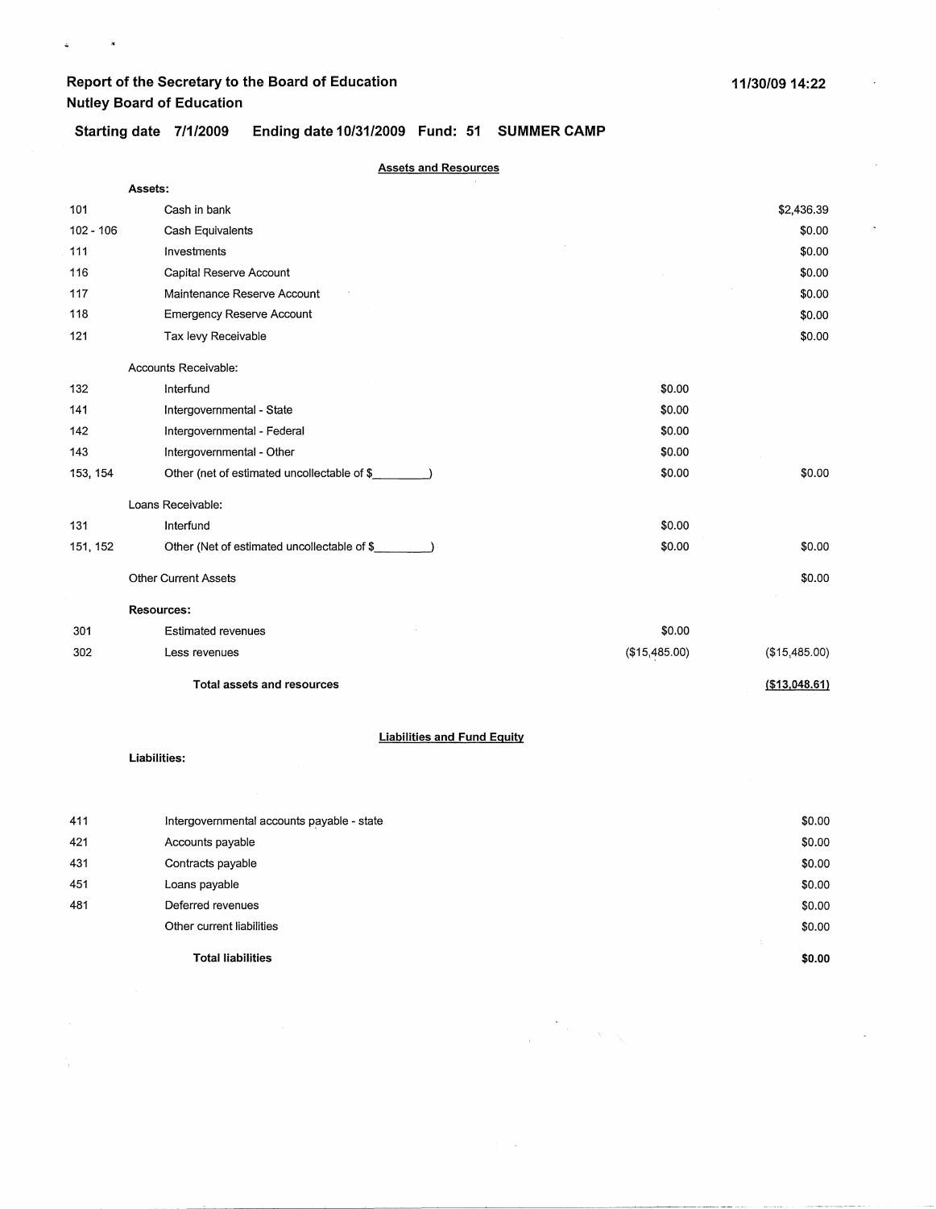**Report of the Secretary to the Board of Education**
**Nutley Board of Education**

11/30/09 14:22

**Starting date 7/1/2009 Ending date 10/31/2009 Fund: 51 SUMMER CAMP**

**Assets and Resources**

| | | | |
|---|---|---|---|
| | **Assets:** | | |
| 101 | Cash in bank | | $2,436.39 |
| 102 - 106 | Cash Equivalents | | $0.00 |
| 111 | Investments | | $0.00 |
| 116 | Capital Reserve Account | | $0.00 |
| 117 | Maintenance Reserve Account | | $0.00 |
| 118 | Emergency Reserve Account | | $0.00 |
| 121 | Tax levy Receivable | | $0.00 |
| | Accounts Receivable: | | |
| 132 | Interfund | $0.00 | |
| 141 | Intergovernmental - State | $0.00 | |
| 142 | Intergovernmental - Federal | $0.00 | |
| 143 | Intergovernmental - Other | $0.00 | |
| 153, 154 | Other (net of estimated uncollectable of $________) | $0.00 | $0.00 |
| | Loans Receivable: | | |
| 131 | Interfund | $0.00 | |
| 151, 152 | Other (Net of estimated uncollectable of $________) | $0.00 | $0.00 |
| | Other Current Assets | | $0.00 |
| | **Resources:** | | |
| 301 | Estimated revenues | $0.00 | |
| 302 | Less revenues | ($15,485.00) | ($15,485.00) |
| | **Total assets and resources** | | **($13,048.61)** |

**Liabilities and Fund Equity**

| | | |
|---|---|---|
| | **Liabilities:** | |
| 411 | Intergovernmental accounts payable - state | $0.00 |
| 421 | Accounts payable | $0.00 |
| 431 | Contracts payable | $0.00 |
| 451 | Loans payable | $0.00 |
| 481 | Deferred revenues | $0.00 |
| | Other current liabilities | $0.00 |
| | **Total liabilities** | **$0.00** |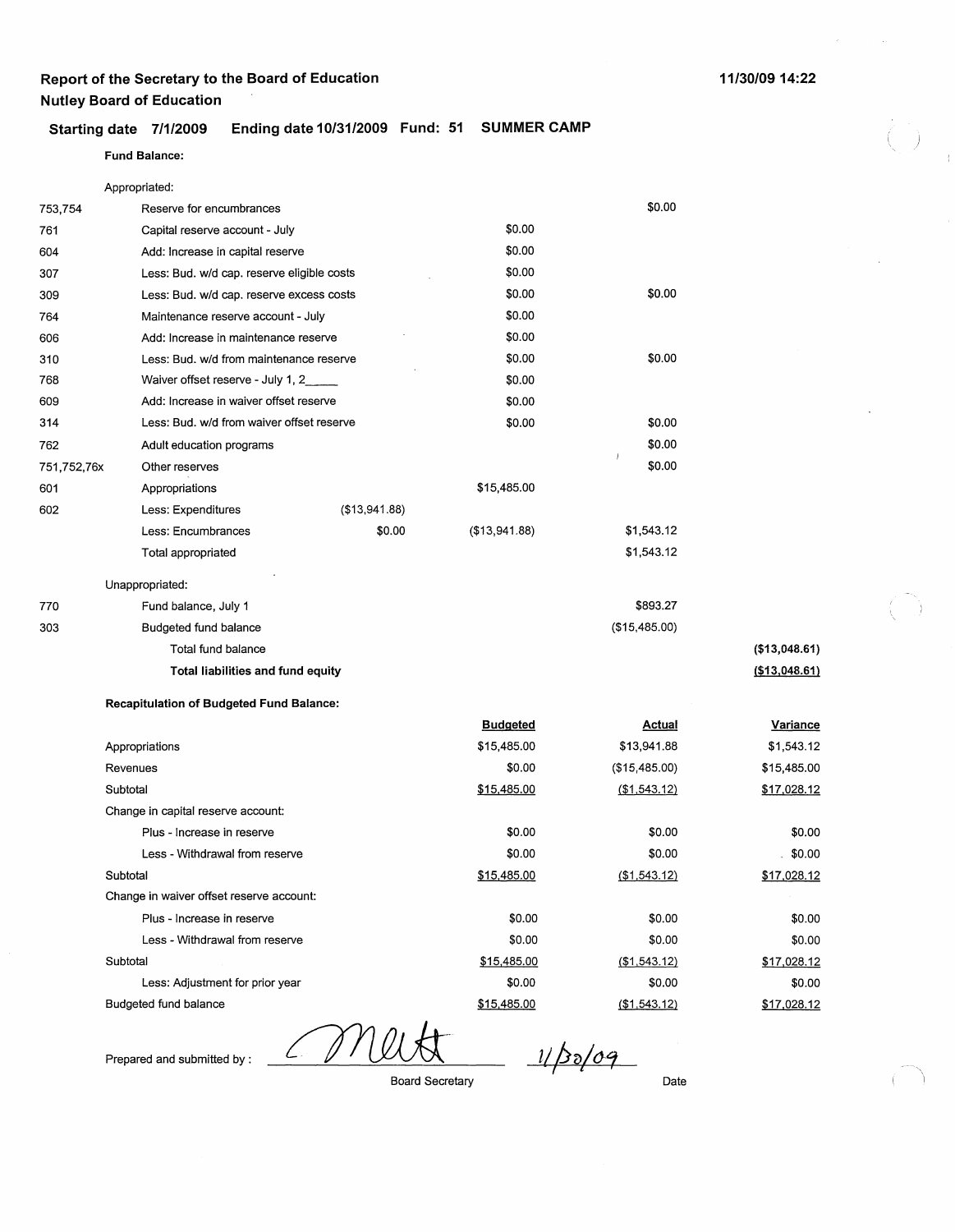# Report of the Secretary to the Board of Education

## Nutley Board of Education

11/30/09 14:22

**Starting date 7/1/2009 Ending date 10/31/2009 Fund: 51 SUMMER CAMP**

**Fund Balance:**

| Code | Description | | | | |
|---|---|---|---|---|---|
| | Appropriated: | | | | |
| 753,754 | Reserve for encumbrances | | | $0.00 | |
| 761 | Capital reserve account - July | | $0.00 | | |
| 604 | Add: Increase in capital reserve | | $0.00 | | |
| 307 | Less: Bud. w/d cap. reserve eligible costs | | $0.00 | | |
| 309 | Less: Bud. w/d cap. reserve excess costs | | $0.00 | $0.00 | |
| 764 | Maintenance reserve account - July | | $0.00 | | |
| 606 | Add: Increase in maintenance reserve | | $0.00 | | |
| 310 | Less: Bud. w/d from maintenance reserve | | $0.00 | $0.00 | |
| 768 | Waiver offset reserve - July 1, 2_____ | | $0.00 | | |
| 609 | Add: Increase in waiver offset reserve | | $0.00 | | |
| 314 | Less: Bud. w/d from waiver offset reserve | | $0.00 | $0.00 | |
| 762 | Adult education programs | | | $0.00 | |
| 751,752,76x | Other reserves | | | $0.00 | |
| 601 | Appropriations | | $15,485.00 | | |
| 602 | Less: Expenditures | ($13,941.88) | | | |
| | Less: Encumbrances | $0.00 | ($13,941.88) | $1,543.12 | |
| | Total appropriated | | | $1,543.12 | |
| | Unappropriated: | | | | |
| 770 | Fund balance, July 1 | | | $893.27 | |
| 303 | Budgeted fund balance | | | ($15,485.00) | |
| | Total fund balance | | | | **($13,048.61)** |
| | **Total liabilities and fund equity** | | | | **($13,048.61)** |

**Recapitulation of Budgeted Fund Balance:**

| | Budgeted | Actual | Variance |
|---|---|---|---|
| Appropriations | $15,485.00 | $13,941.88 | $1,543.12 |
| Revenues | $0.00 | ($15,485.00) | $15,485.00 |
| Subtotal | $15,485.00 | ($1,543.12) | $17,028.12 |
| Change in capital reserve account: | | | |
| Plus - Increase in reserve | $0.00 | $0.00 | $0.00 |
| Less - Withdrawal from reserve | $0.00 | $0.00 | $0.00 |
| Subtotal | $15,485.00 | ($1,543.12) | $17,028.12 |
| Change in waiver offset reserve account: | | | |
| Plus - Increase in reserve | $0.00 | $0.00 | $0.00 |
| Less - Withdrawal from reserve | $0.00 | $0.00 | $0.00 |
| Subtotal | $15,485.00 | ($1,543.12) | $17,028.12 |
| Less: Adjustment for prior year | $0.00 | $0.00 | $0.00 |
| Budgeted fund balance | $15,485.00 | ($1,543.12) | $17,028.12 |

Prepared and submitted by : _[signature]_ 11/30/09

Board Secretary Date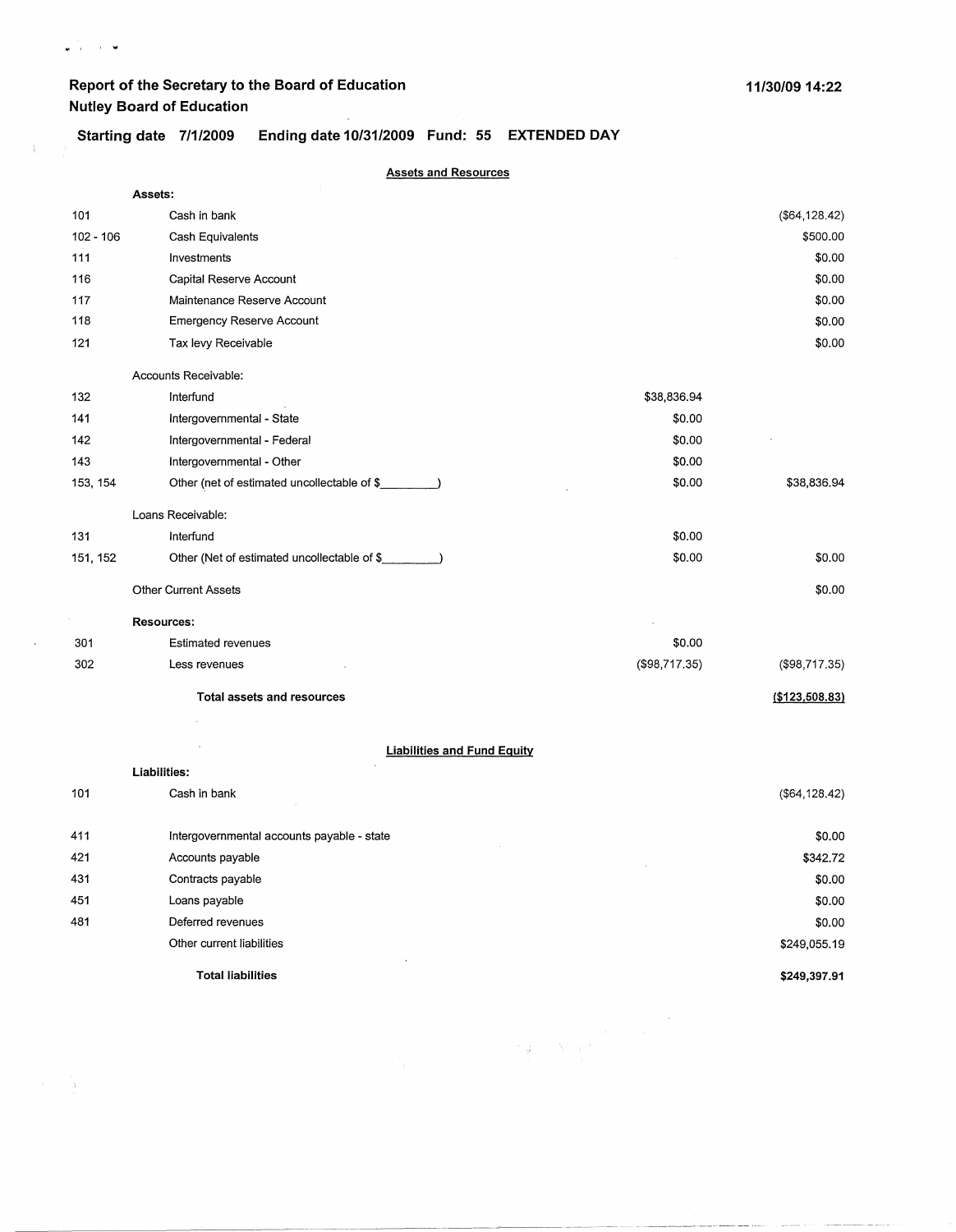**Report of the Secretary to the Board of Education**
**Nutley Board of Education**

**11/30/09 14:22**

**Starting date 7/1/2009 Ending date 10/31/2009 Fund: 55 EXTENDED DAY**

## Assets and Resources

| Code | Description | | Amount |
|---|---|---|---|
| | **Assets:** | | |
| 101 | Cash in bank | | ($64,128.42) |
| 102 - 106 | Cash Equivalents | | $500.00 |
| 111 | Investments | | $0.00 |
| 116 | Capital Reserve Account | | $0.00 |
| 117 | Maintenance Reserve Account | | $0.00 |
| 118 | Emergency Reserve Account | | $0.00 |
| 121 | Tax levy Receivable | | $0.00 |
| | Accounts Receivable: | | |
| 132 | Interfund | $38,836.94 | |
| 141 | Intergovernmental - State | $0.00 | |
| 142 | Intergovernmental - Federal | $0.00 | |
| 143 | Intergovernmental - Other | $0.00 | |
| 153, 154 | Other (net of estimated uncollectable of $________) | $0.00 | $38,836.94 |
| | Loans Receivable: | | |
| 131 | Interfund | $0.00 | |
| 151, 152 | Other (Net of estimated uncollectable of $________) | $0.00 | $0.00 |
| | Other Current Assets | | $0.00 |
| | **Resources:** | | |
| 301 | Estimated revenues | $0.00 | |
| 302 | Less revenues | ($98,717.35) | ($98,717.35) |
| | **Total assets and resources** | | **($123,508.83)** |

## Liabilities and Fund Equity

| Code | Description | Amount |
|---|---|---|
| | **Liabilities:** | |
| 101 | Cash in bank | ($64,128.42) |
| 411 | Intergovernmental accounts payable - state | $0.00 |
| 421 | Accounts payable | $342.72 |
| 431 | Contracts payable | $0.00 |
| 451 | Loans payable | $0.00 |
| 481 | Deferred revenues | $0.00 |
| | Other current liabilities | $249,055.19 |
| | **Total liabilities** | **$249,397.91** |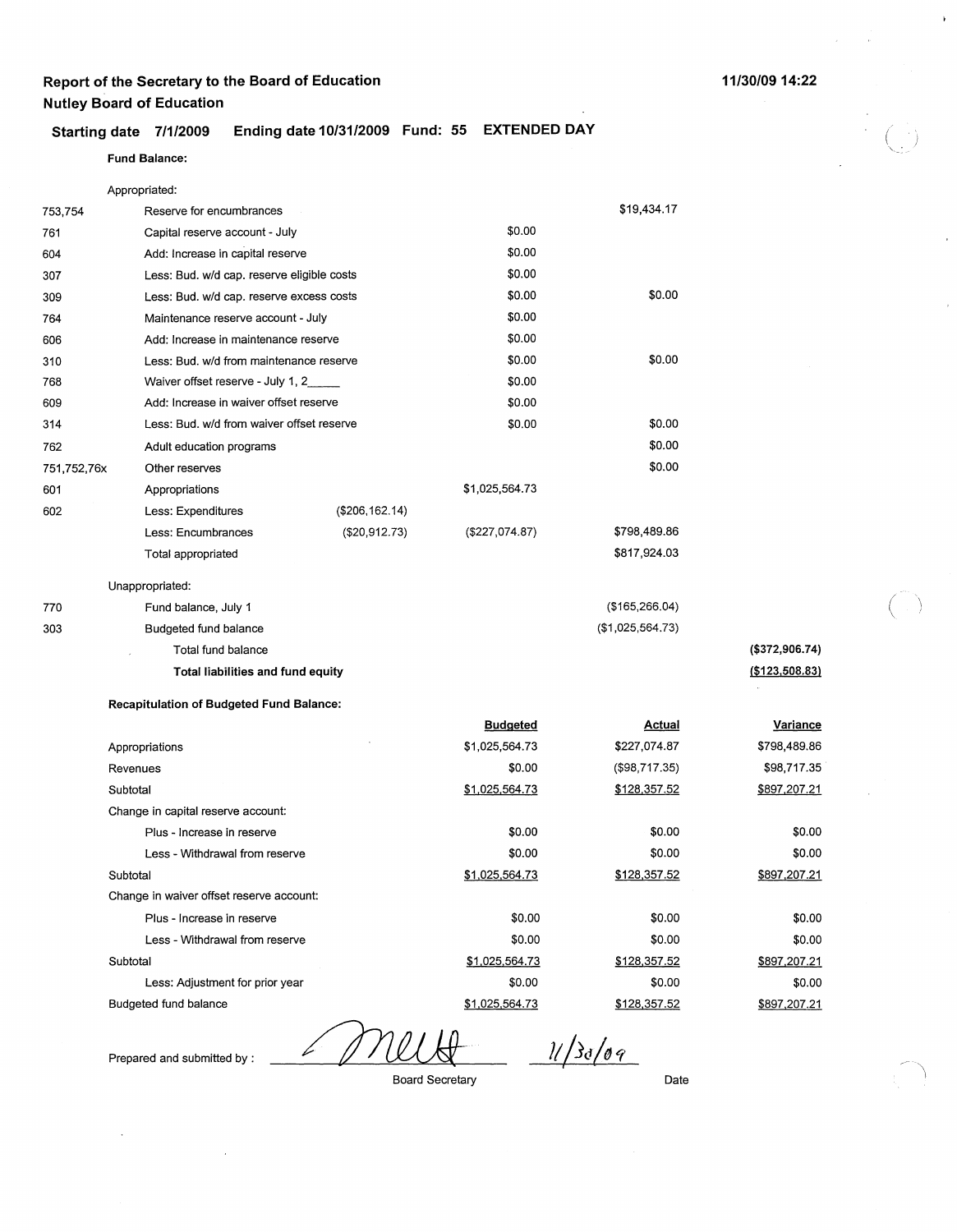**Report of the Secretary to the Board of Education**
**Nutley Board of Education**

11/30/09 14:22

**Starting date 7/1/2009 Ending date 10/31/2009 Fund: 55 EXTENDED DAY**

**Fund Balance:**

| | | | | | |
|---|---|---|---|---|---|
| | Appropriated: | | | | |
| 753,754 | Reserve for encumbrances | | | $19,434.17 | |
| 761 | Capital reserve account - July | | $0.00 | | |
| 604 | Add: Increase in capital reserve | | $0.00 | | |
| 307 | Less: Bud. w/d cap. reserve eligible costs | | $0.00 | | |
| 309 | Less: Bud. w/d cap. reserve excess costs | | $0.00 | $0.00 | |
| 764 | Maintenance reserve account - July | | $0.00 | | |
| 606 | Add: Increase in maintenance reserve | | $0.00 | | |
| 310 | Less: Bud. w/d from maintenance reserve | | $0.00 | $0.00 | |
| 768 | Waiver offset reserve - July 1, 2_____ | | $0.00 | | |
| 609 | Add: Increase in waiver offset reserve | | $0.00 | | |
| 314 | Less: Bud. w/d from waiver offset reserve | | $0.00 | $0.00 | |
| 762 | Adult education programs | | | $0.00 | |
| 751,752,76x | Other reserves | | | $0.00 | |
| 601 | Appropriations | | $1,025,564.73 | | |
| 602 | Less: Expenditures | ($206,162.14) | | | |
| | Less: Encumbrances | ($20,912.73) | ($227,074.87) | $798,489.86 | |
| | Total appropriated | | | $817,924.03 | |
| | Unappropriated: | | | | |
| 770 | Fund balance, July 1 | | | ($165,266.04) | |
| 303 | Budgeted fund balance | | | ($1,025,564.73) | |
| | Total fund balance | | | | ($372,906.74) |
| | **Total liabilities and fund equity** | | | | ($123,508.83) |

**Recapitulation of Budgeted Fund Balance:**

| | Budgeted | Actual | Variance |
|---|---|---|---|
| Appropriations | $1,025,564.73 | $227,074.87 | $798,489.86 |
| Revenues | $0.00 | ($98,717.35) | $98,717.35 |
| Subtotal | $1,025,564.73 | $128,357.52 | $897,207.21 |
| Change in capital reserve account: | | | |
| Plus - Increase in reserve | $0.00 | $0.00 | $0.00 |
| Less - Withdrawal from reserve | $0.00 | $0.00 | $0.00 |
| Subtotal | $1,025,564.73 | $128,357.52 | $897,207.21 |
| Change in waiver offset reserve account: | | | |
| Plus - Increase in reserve | $0.00 | $0.00 | $0.00 |
| Less - Withdrawal from reserve | $0.00 | $0.00 | $0.00 |
| Subtotal | $1,025,564.73 | $128,357.52 | $897,207.21 |
| Less: Adjustment for prior year | $0.00 | $0.00 | $0.00 |
| Budgeted fund balance | $1,025,564.73 | $128,357.52 | $897,207.21 |

Prepared and submitted by : _[signature]_ 11/30/09

Board Secretary Date